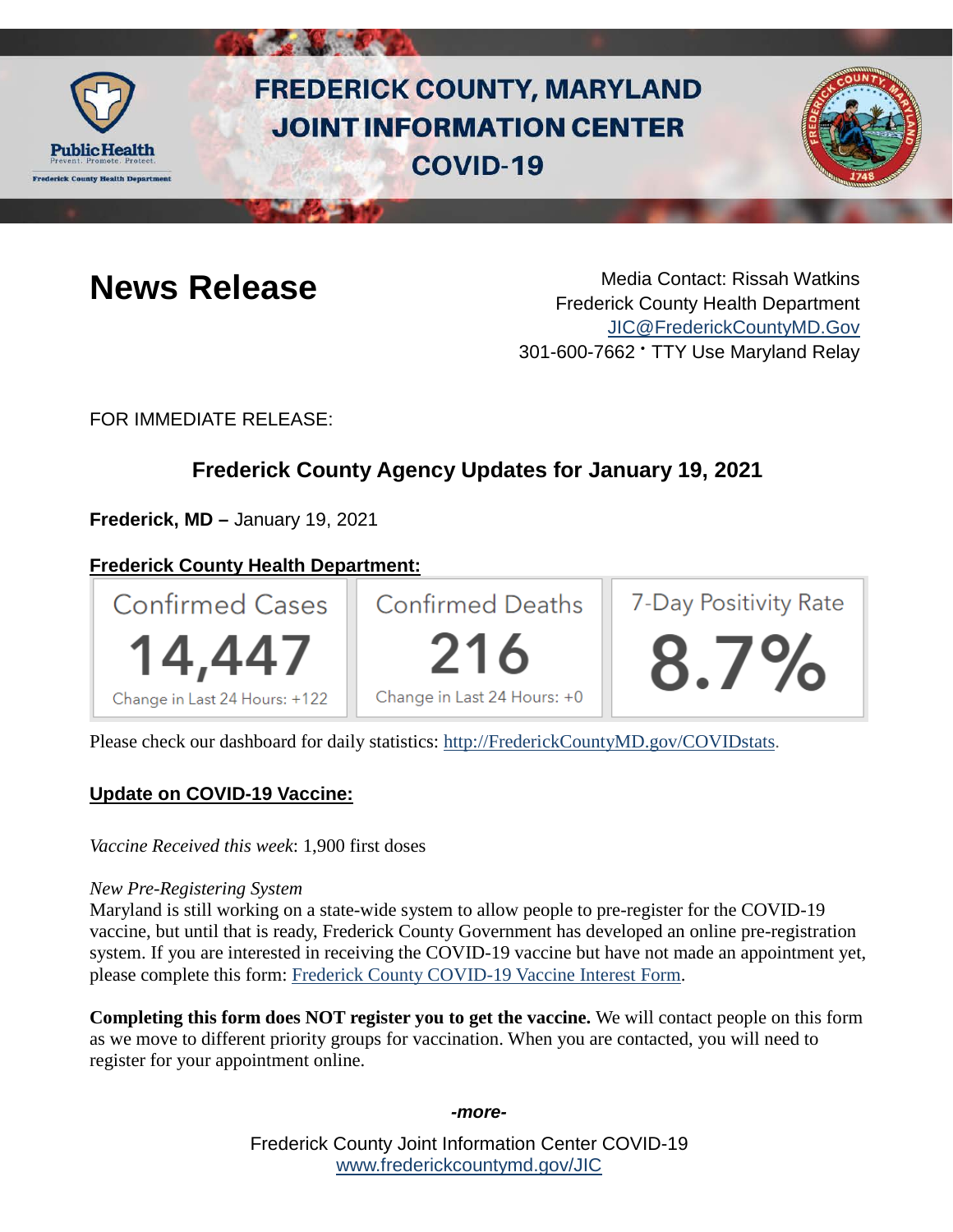# FREDERICK COUNTY, MARYLAND JOINT INFORMATION CENTER COVID-19

## News Release

Media Contact: Rissah Watkins
Frederick County Health Department
JIC@FrederickCountyMD.Gov
301-600-7662 • TTY Use Maryland Relay

FOR IMMEDIATE RELEASE:

### Frederick County Agency Updates for January 19, 2021

**Frederick, MD –** January 19, 2021

**Frederick County Health Department:**

| Confirmed Cases | Confirmed Deaths | 7-Day Positivity Rate |
|---|---|---|
| 14,447 | 216 | 8.7% |
| Change in Last 24 Hours: +122 | Change in Last 24 Hours: +0 | |

Please check our dashboard for daily statistics: http://FrederickCountyMD.gov/COVIDstats.

**Update on COVID-19 Vaccine:**

*Vaccine Received this week*: 1,900 first doses

*New Pre-Registering System*
Maryland is still working on a state-wide system to allow people to pre-register for the COVID-19 vaccine, but until that is ready, Frederick County Government has developed an online pre-registration system. If you are interested in receiving the COVID-19 vaccine but have not made an appointment yet, please complete this form: Frederick County COVID-19 Vaccine Interest Form.

**Completing this form does NOT register you to get the vaccine.** We will contact people on this form as we move to different priority groups for vaccination. When you are contacted, you will need to register for your appointment online.

*-more-*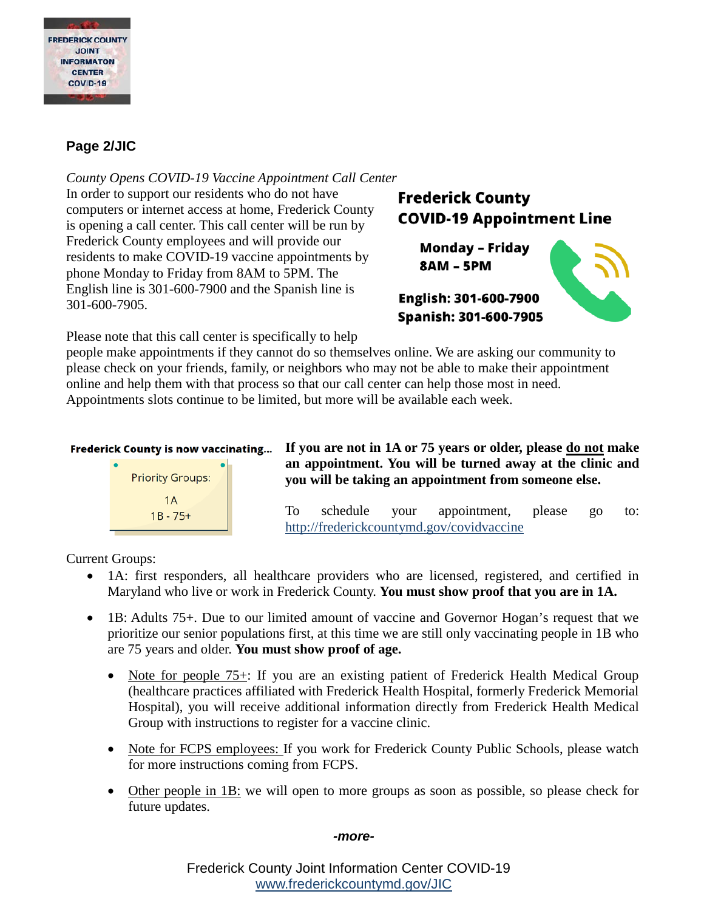**Page 2/JIC**

*County Opens COVID-19 Vaccine Appointment Call Center*

In order to support our residents who do not have computers or internet access at home, Frederick County is opening a call center. This call center will be run by Frederick County employees and will provide our residents to make COVID-19 vaccine appointments by phone Monday to Friday from 8AM to 5PM. The English line is 301-600-7900 and the Spanish line is 301-600-7905.

**Frederick County COVID-19 Appointment Line**

**Monday – Friday 8AM – 5PM**

**English: 301-600-7900**
**Spanish: 301-600-7905**

Please note that this call center is specifically to help people make appointments if they cannot do so themselves online. We are asking our community to please check on your friends, family, or neighbors who may not be able to make their appointment online and help them with that process so that our call center can help those most in need. Appointments slots continue to be limited, but more will be available each week.

**Frederick County is now vaccinating...**

Priority Groups:
1A
1B - 75+

**If you are not in 1A or 75 years or older, please do not make an appointment. You will be turned away at the clinic and you will be taking an appointment from someone else.**

To schedule your appointment, please go to: http://frederickcountymd.gov/covidvaccine

Current Groups:

- 1A: first responders, all healthcare providers who are licensed, registered, and certified in Maryland who live or work in Frederick County. **You must show proof that you are in 1A.**
- 1B: Adults 75+. Due to our limited amount of vaccine and Governor Hogan's request that we prioritize our senior populations first, at this time we are still only vaccinating people in 1B who are 75 years and older. **You must show proof of age.**
  - Note for people 75+: If you are an existing patient of Frederick Health Medical Group (healthcare practices affiliated with Frederick Health Hospital, formerly Frederick Memorial Hospital), you will receive additional information directly from Frederick Health Medical Group with instructions to register for a vaccine clinic.
  - Note for FCPS employees: If you work for Frederick County Public Schools, please watch for more instructions coming from FCPS.
  - Other people in 1B: we will open to more groups as soon as possible, so please check for future updates.

***-more-***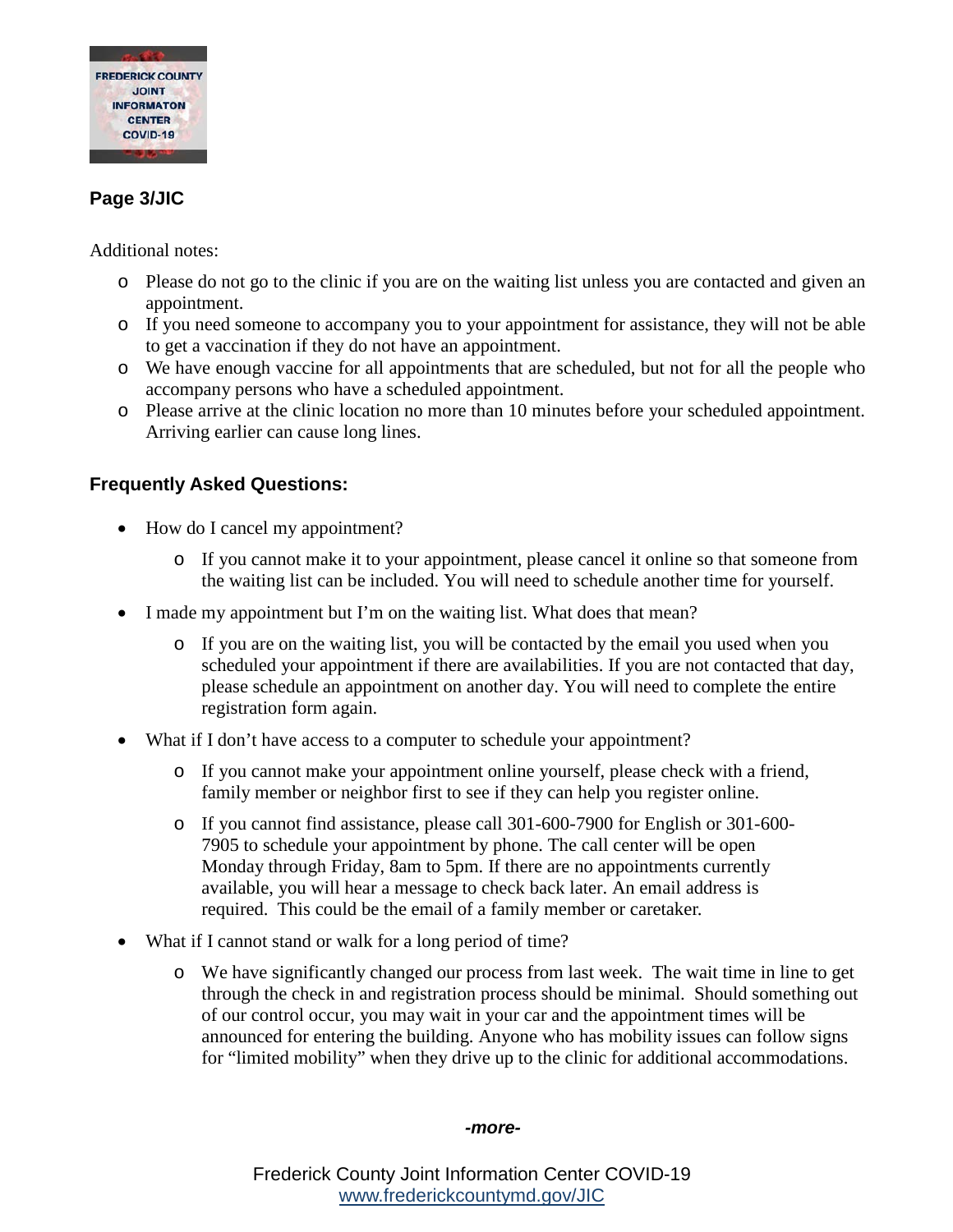Page 3/JIC

Additional notes:

- Please do not go to the clinic if you are on the waiting list unless you are contacted and given an appointment.
- If you need someone to accompany you to your appointment for assistance, they will not be able to get a vaccination if they do not have an appointment.
- We have enough vaccine for all appointments that are scheduled, but not for all the people who accompany persons who have a scheduled appointment.
- Please arrive at the clinic location no more than 10 minutes before your scheduled appointment. Arriving earlier can cause long lines.

**Frequently Asked Questions:**

- How do I cancel my appointment?
  - If you cannot make it to your appointment, please cancel it online so that someone from the waiting list can be included. You will need to schedule another time for yourself.
- I made my appointment but I'm on the waiting list. What does that mean?
  - If you are on the waiting list, you will be contacted by the email you used when you scheduled your appointment if there are availabilities. If you are not contacted that day, please schedule an appointment on another day. You will need to complete the entire registration form again.
- What if I don't have access to a computer to schedule your appointment?
  - If you cannot make your appointment online yourself, please check with a friend, family member or neighbor first to see if they can help you register online.
  - If you cannot find assistance, please call 301-600-7900 for English or 301-600-7905 to schedule your appointment by phone. The call center will be open Monday through Friday, 8am to 5pm. If there are no appointments currently available, you will hear a message to check back later. An email address is required. This could be the email of a family member or caretaker.
- What if I cannot stand or walk for a long period of time?
  - We have significantly changed our process from last week. The wait time in line to get through the check in and registration process should be minimal. Should something out of our control occur, you may wait in your car and the appointment times will be announced for entering the building. Anyone who has mobility issues can follow signs for "limited mobility" when they drive up to the clinic for additional accommodations.

***-more-***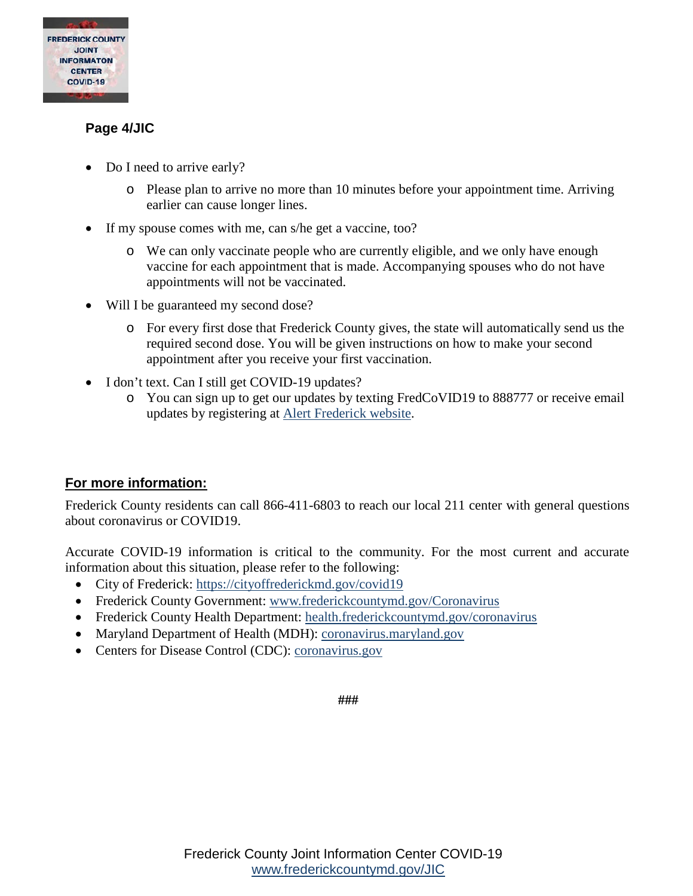**Page 4/JIC**

- Do I need to arrive early?
  - Please plan to arrive no more than 10 minutes before your appointment time. Arriving earlier can cause longer lines.
- If my spouse comes with me, can s/he get a vaccine, too?
  - We can only vaccinate people who are currently eligible, and we only have enough vaccine for each appointment that is made. Accompanying spouses who do not have appointments will not be vaccinated.
- Will I be guaranteed my second dose?
  - For every first dose that Frederick County gives, the state will automatically send us the required second dose. You will be given instructions on how to make your second appointment after you receive your first vaccination.
- I don't text. Can I still get COVID-19 updates?
  - You can sign up to get our updates by texting FredCoVID19 to 888777 or receive email updates by registering at Alert Frederick website.

**For more information:**

Frederick County residents can call 866-411-6803 to reach our local 211 center with general questions about coronavirus or COVID19.

Accurate COVID-19 information is critical to the community. For the most current and accurate information about this situation, please refer to the following:

- City of Frederick: https://cityoffrederickmd.gov/covid19
- Frederick County Government: www.frederickcountymd.gov/Coronavirus
- Frederick County Health Department: health.frederickcountymd.gov/coronavirus
- Maryland Department of Health (MDH): coronavirus.maryland.gov
- Centers for Disease Control (CDC): coronavirus.gov

###

Frederick County Joint Information Center COVID-19
www.frederickcountymd.gov/JIC